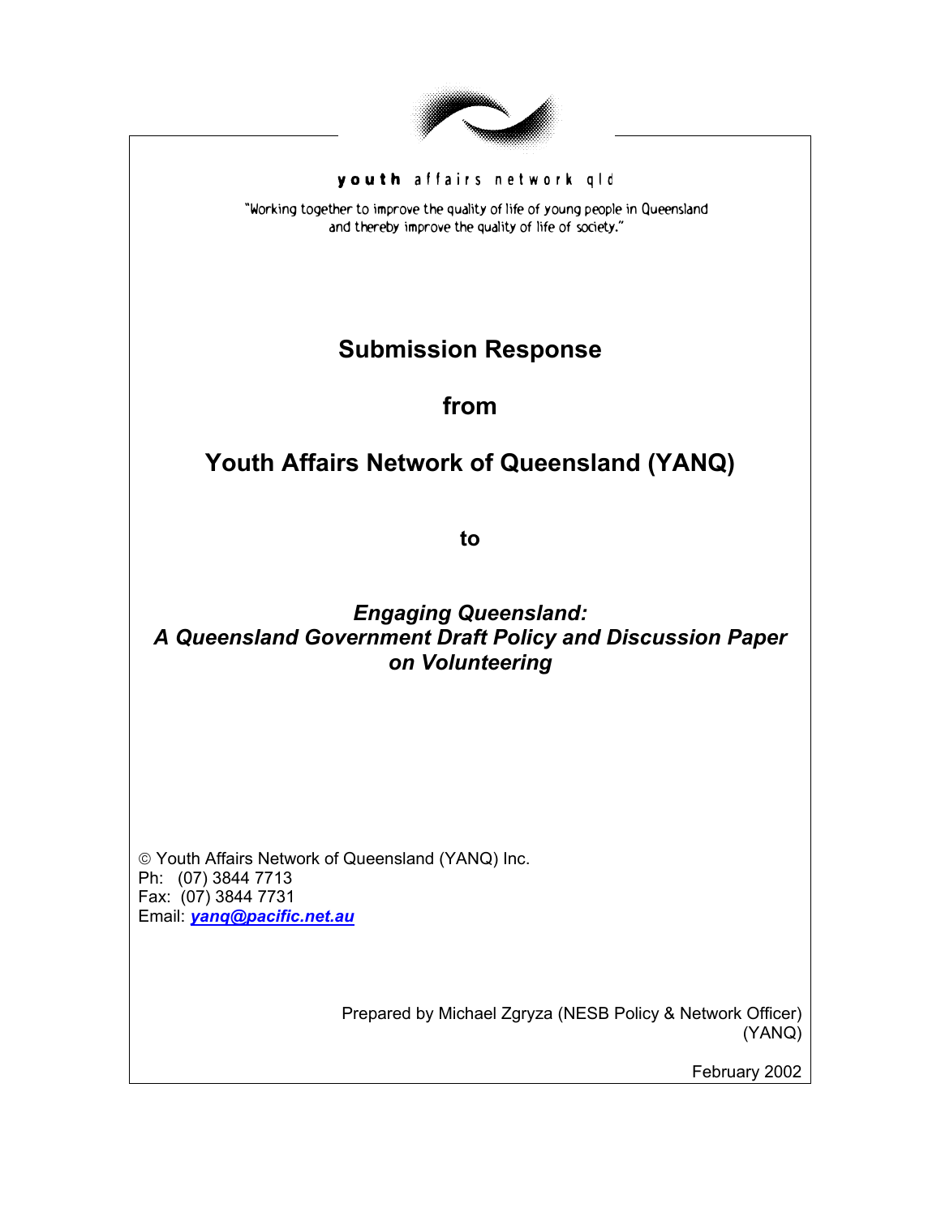youth affairs network qld

"Working together to improve the quality of life of young people in Queensland and thereby improve the quality of life of society."

# Submission Response

# from

# Youth Affairs Network of Queensland (YANQ)

**to**

***Engaging Queensland: A Queensland Government Draft Policy and Discussion Paper on Volunteering***

© Youth Affairs Network of Queensland (YANQ) Inc.
Ph: (07) 3844 7713
Fax: (07) 3844 7731
Email: ***yanq@pacific.net.au***

Prepared by Michael Zgryza (NESB Policy & Network Officer) (YANQ)

February 2002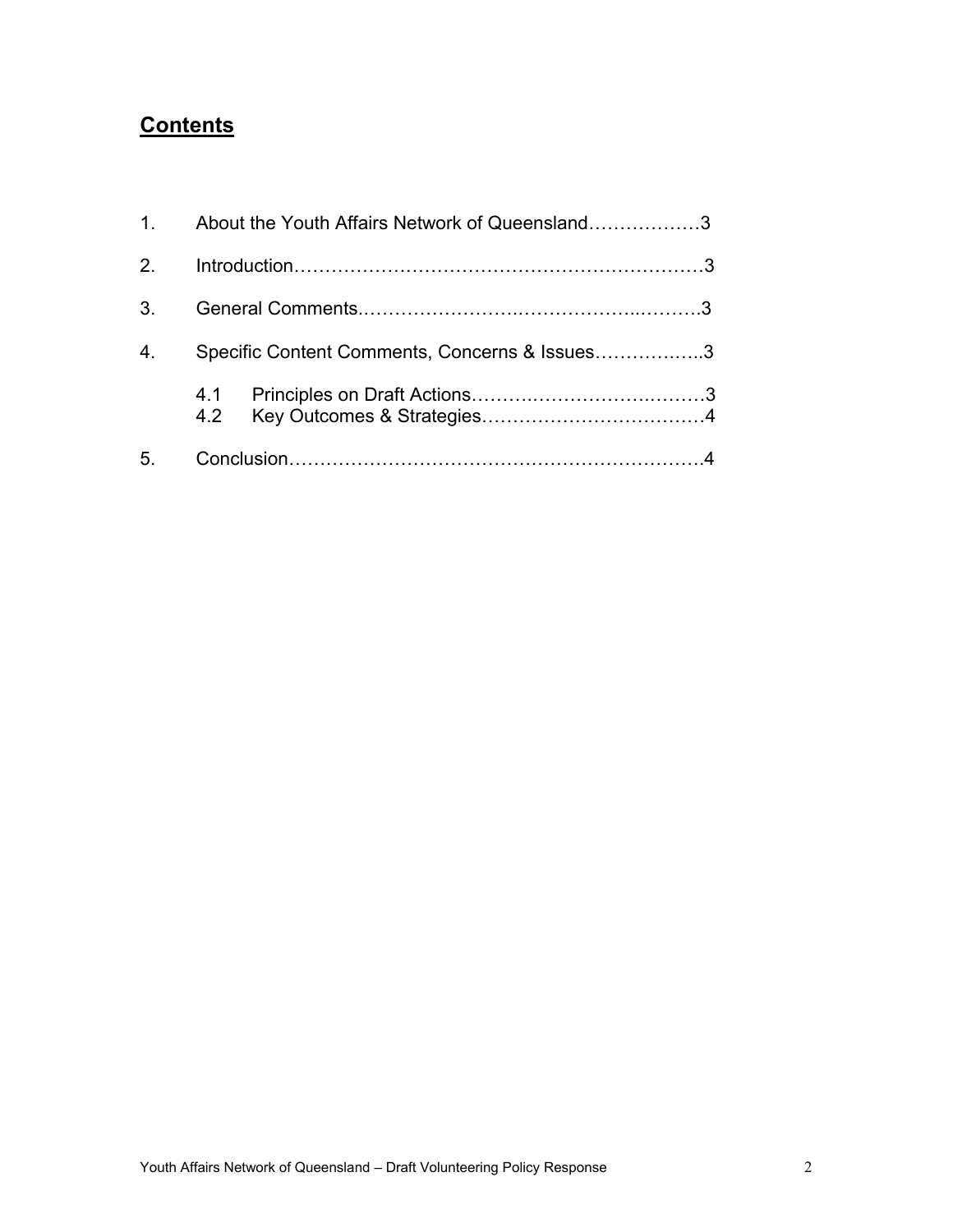## **Contents**

1. About the Youth Affairs Network of Queensland………………3
2. Introduction…………………………………………………………3
3. General Comments……………………………………..……….3
4. Specific Content Comments, Concerns & Issues……………..3
   - 4.1 Principles on Draft Actions…………………………….………3
   - 4.2 Key Outcomes & Strategies………………………………4
5. Conclusion…………………………………………………………4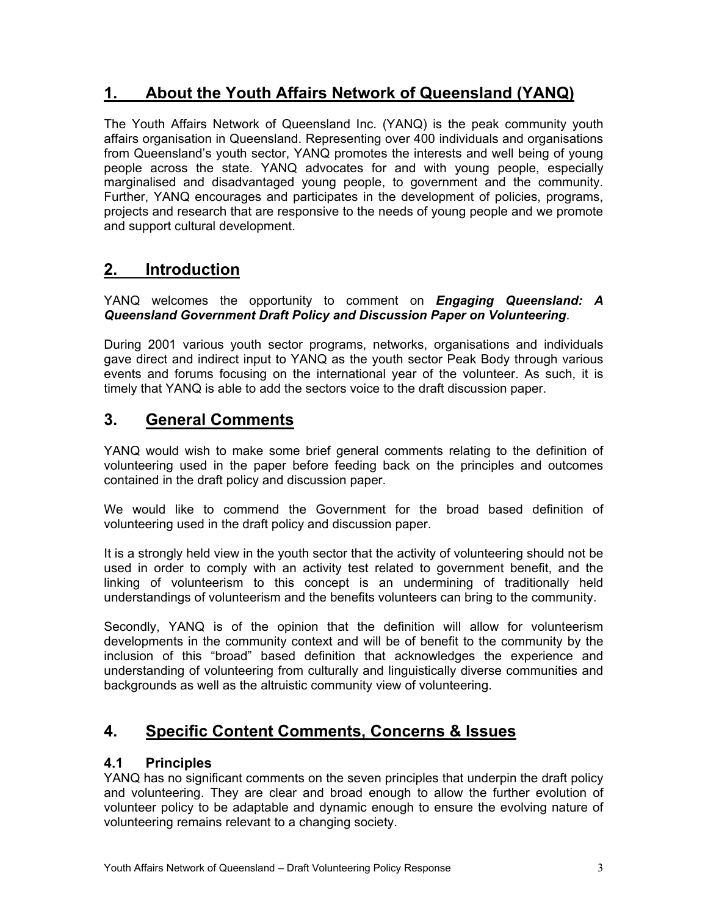## 1. About the Youth Affairs Network of Queensland (YANQ)

The Youth Affairs Network of Queensland Inc. (YANQ) is the peak community youth affairs organisation in Queensland. Representing over 400 individuals and organisations from Queensland's youth sector, YANQ promotes the interests and well being of young people across the state. YANQ advocates for and with young people, especially marginalised and disadvantaged young people, to government and the community. Further, YANQ encourages and participates in the development of policies, programs, projects and research that are responsive to the needs of young people and we promote and support cultural development.

## 2. Introduction

YANQ welcomes the opportunity to comment on ***Engaging Queensland: A Queensland Government Draft Policy and Discussion Paper on Volunteering***.

During 2001 various youth sector programs, networks, organisations and individuals gave direct and indirect input to YANQ as the youth sector Peak Body through various events and forums focusing on the international year of the volunteer. As such, it is timely that YANQ is able to add the sectors voice to the draft discussion paper.

## 3. General Comments

YANQ would wish to make some brief general comments relating to the definition of volunteering used in the paper before feeding back on the principles and outcomes contained in the draft policy and discussion paper.

We would like to commend the Government for the broad based definition of volunteering used in the draft policy and discussion paper.

It is a strongly held view in the youth sector that the activity of volunteering should not be used in order to comply with an activity test related to government benefit, and the linking of volunteerism to this concept is an undermining of traditionally held understandings of volunteerism and the benefits volunteers can bring to the community.

Secondly, YANQ is of the opinion that the definition will allow for volunteerism developments in the community context and will be of benefit to the community by the inclusion of this "broad" based definition that acknowledges the experience and understanding of volunteering from culturally and linguistically diverse communities and backgrounds as well as the altruistic community view of volunteering.

## 4. Specific Content Comments, Concerns & Issues

### 4.1 Principles

YANQ has no significant comments on the seven principles that underpin the draft policy and volunteering. They are clear and broad enough to allow the further evolution of volunteer policy to be adaptable and dynamic enough to ensure the evolving nature of volunteering remains relevant to a changing society.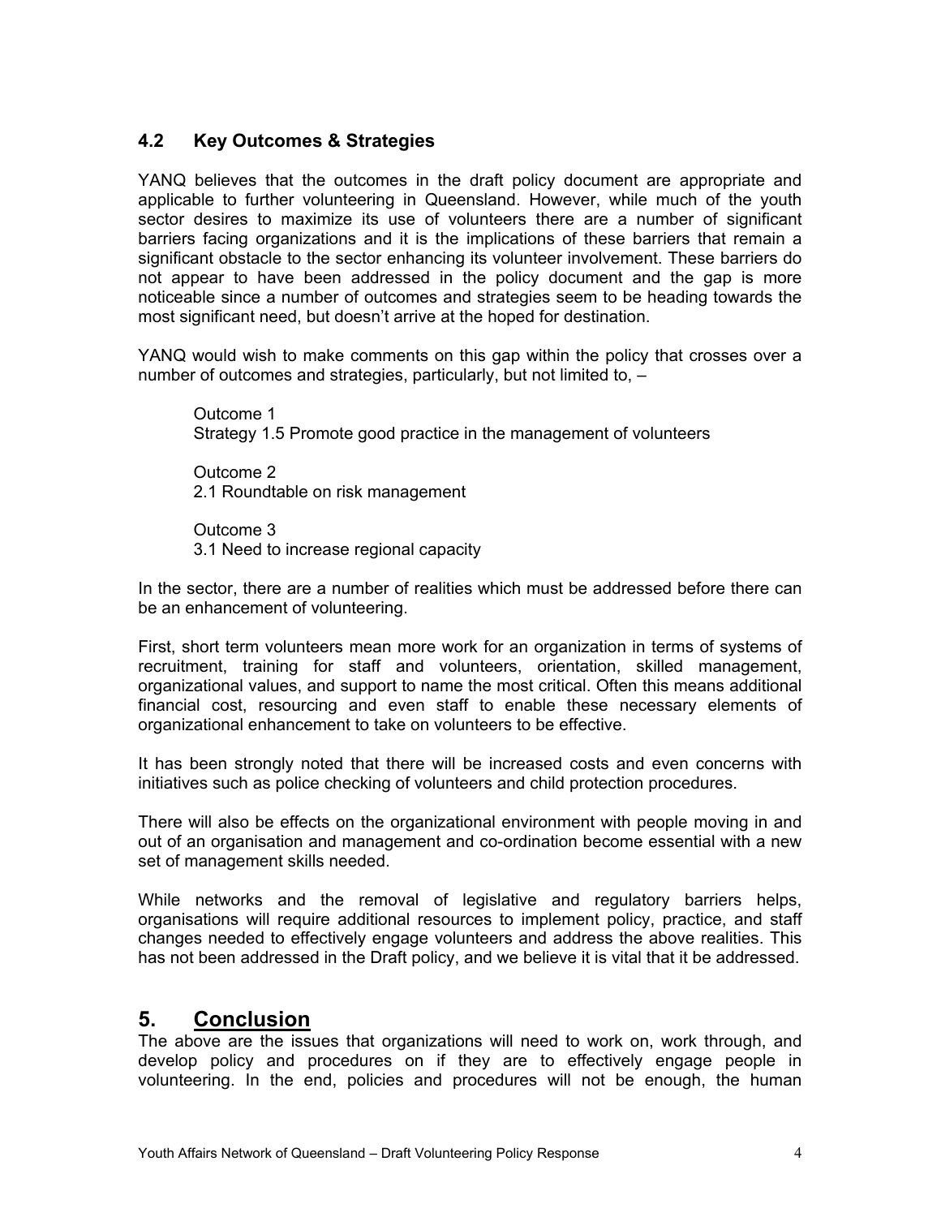### 4.2 Key Outcomes & Strategies

YANQ believes that the outcomes in the draft policy document are appropriate and applicable to further volunteering in Queensland. However, while much of the youth sector desires to maximize its use of volunteers there are a number of significant barriers facing organizations and it is the implications of these barriers that remain a significant obstacle to the sector enhancing its volunteer involvement. These barriers do not appear to have been addressed in the policy document and the gap is more noticeable since a number of outcomes and strategies seem to be heading towards the most significant need, but doesn't arrive at the hoped for destination.

YANQ would wish to make comments on this gap within the policy that crosses over a number of outcomes and strategies, particularly, but not limited to, –

Outcome 1
Strategy 1.5 Promote good practice in the management of volunteers

Outcome 2
2.1 Roundtable on risk management

Outcome 3
3.1 Need to increase regional capacity

In the sector, there are a number of realities which must be addressed before there can be an enhancement of volunteering.

First, short term volunteers mean more work for an organization in terms of systems of recruitment, training for staff and volunteers, orientation, skilled management, organizational values, and support to name the most critical. Often this means additional financial cost, resourcing and even staff to enable these necessary elements of organizational enhancement to take on volunteers to be effective.

It has been strongly noted that there will be increased costs and even concerns with initiatives such as police checking of volunteers and child protection procedures.

There will also be effects on the organizational environment with people moving in and out of an organisation and management and co-ordination become essential with a new set of management skills needed.

While networks and the removal of legislative and regulatory barriers helps, organisations will require additional resources to implement policy, practice, and staff changes needed to effectively engage volunteers and address the above realities. This has not been addressed in the Draft policy, and we believe it is vital that it be addressed.

## 5. Conclusion

The above are the issues that organizations will need to work on, work through, and develop policy and procedures on if they are to effectively engage people in volunteering. In the end, policies and procedures will not be enough, the human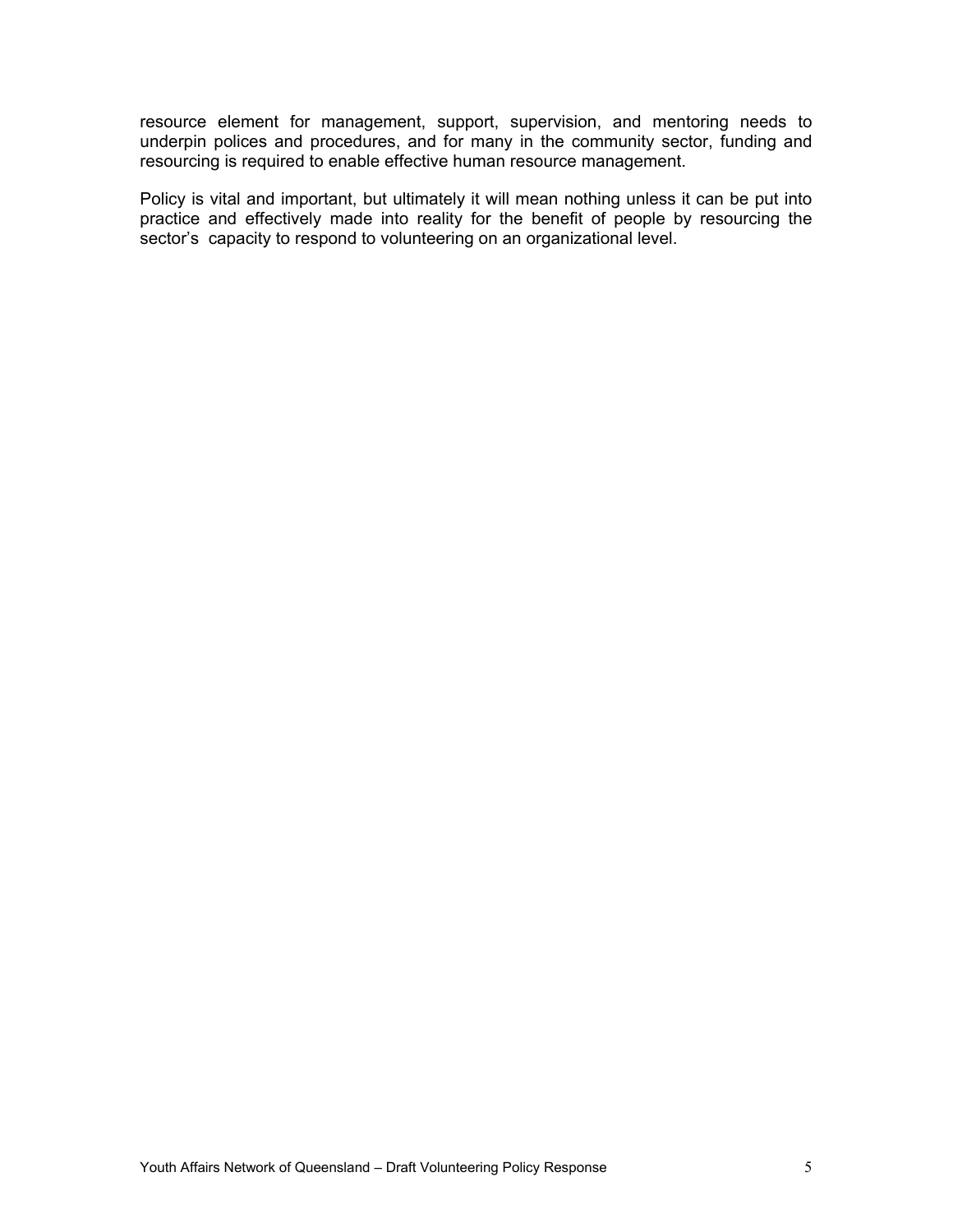resource element for management, support, supervision, and mentoring needs to underpin polices and procedures, and for many in the community sector, funding and resourcing is required to enable effective human resource management.

Policy is vital and important, but ultimately it will mean nothing unless it can be put into practice and effectively made into reality for the benefit of people by resourcing the sector's capacity to respond to volunteering on an organizational level.